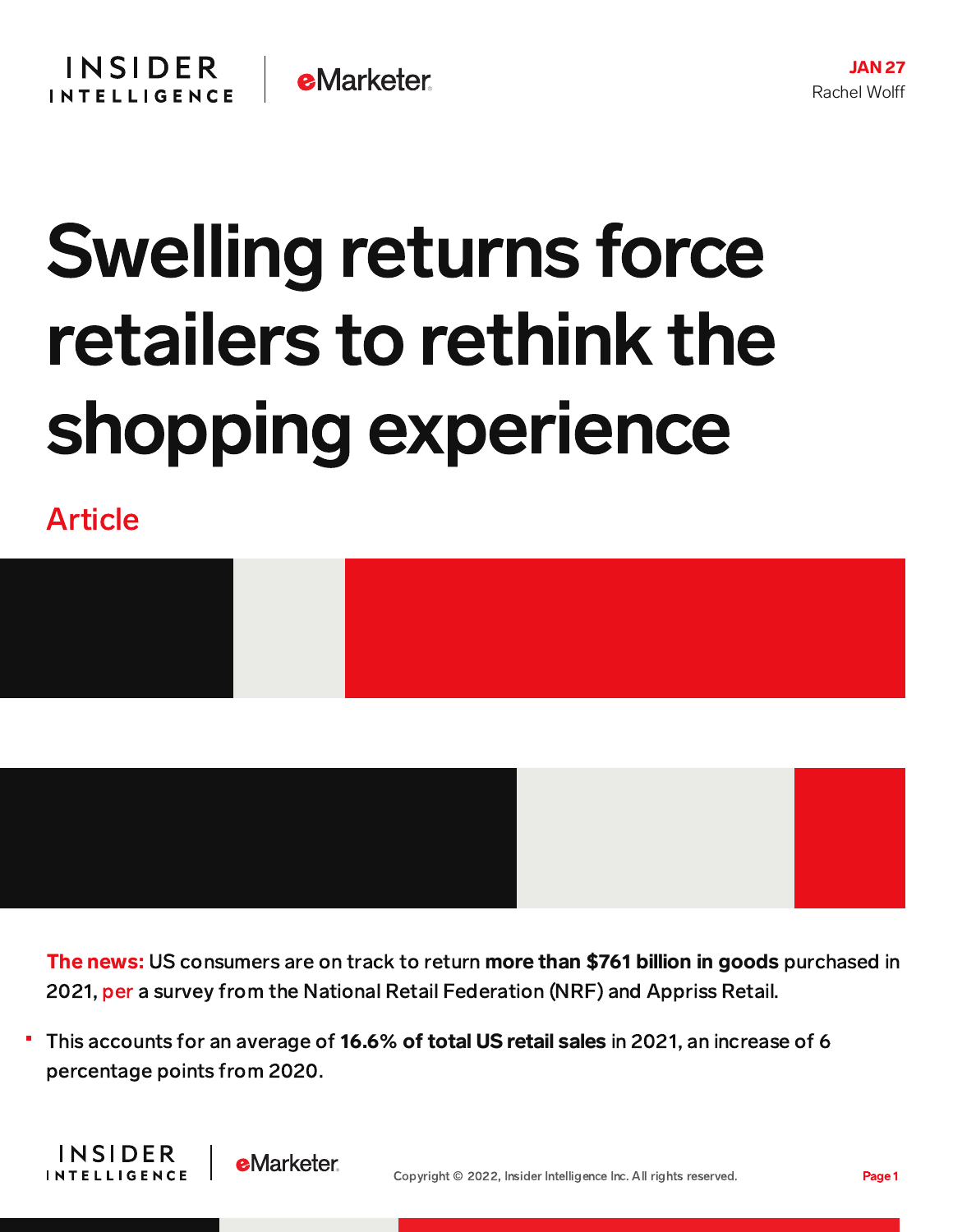JAN 27

Rachel Wolff

# Swelling returns force retailers to rethink the shopping experience

## Article

**The news:** US consumers are on track to return **more than $761 billion in goods** purchased in 2021, per a survey from the National Retail Federation (NRF) and Appriss Retail.

- This accounts for an average of **16.6% of total US retail sales** in 2021, an increase of 6 percentage points from 2020.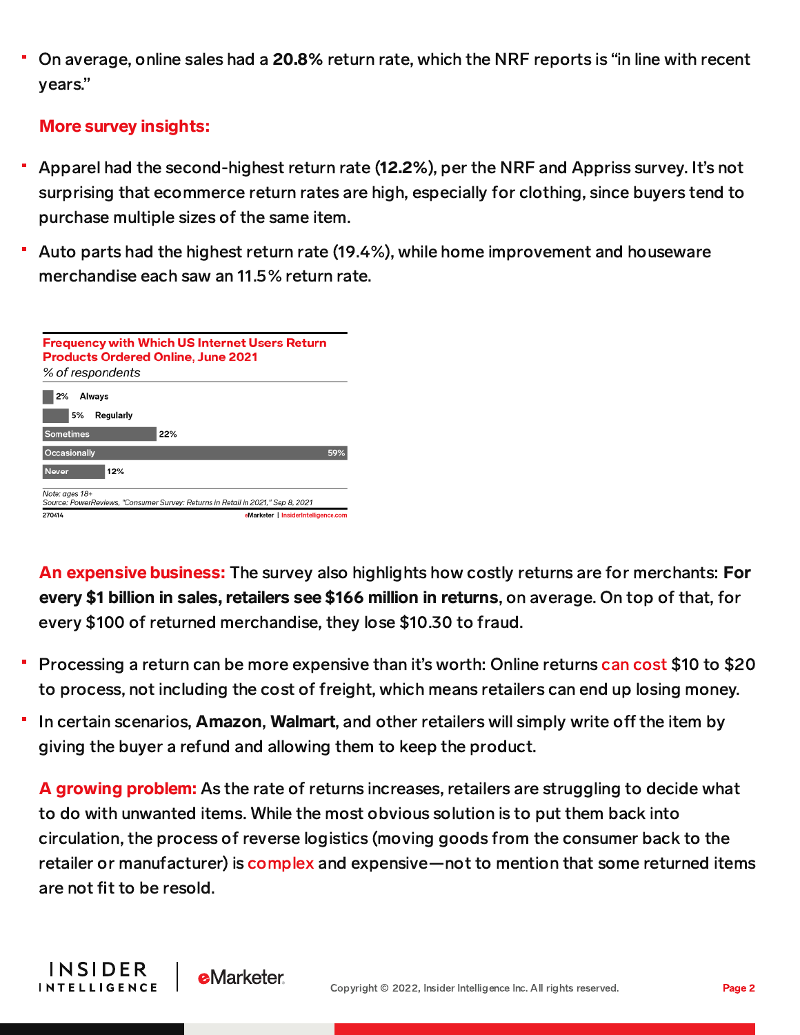- On average, online sales had a **20.8%** return rate, which the NRF reports is "in line with recent years."

**More survey insights:**

- Apparel had the second-highest return rate (**12.2%**), per the NRF and Appriss survey. It's not surprising that ecommerce return rates are high, especially for clothing, since buyers tend to purchase multiple sizes of the same item.
- Auto parts had the highest return rate (19.4%), while home improvement and houseware merchandise each saw an 11.5% return rate.

**Frequency with Which US Internet Users Return Products Ordered Online, June 2021**

*% of respondents*

| Frequency | % |
|---|---|
| Always | 2% |
| Regularly | 5% |
| Sometimes | 22% |
| Occasionally | 59% |
| Never | 12% |

*Note: ages 18+*
*Source: PowerReviews, "Consumer Survey: Returns in Retail in 2021," Sep 8, 2021*

270414 eMarketer | InsiderIntelligence.com

**An expensive business:** The survey also highlights how costly returns are for merchants: **For every $1 billion in sales, retailers see $166 million in returns**, on average. On top of that, for every $100 of returned merchandise, they lose $10.30 to fraud.

- Processing a return can be more expensive than it's worth: Online returns can cost $10 to $20 to process, not including the cost of freight, which means retailers can end up losing money.
- In certain scenarios, **Amazon**, **Walmart**, and other retailers will simply write off the item by giving the buyer a refund and allowing them to keep the product.

**A growing problem:** As the rate of returns increases, retailers are struggling to decide what to do with unwanted items. While the most obvious solution is to put them back into circulation, the process of reverse logistics (moving goods from the consumer back to the retailer or manufacturer) is complex and expensive—not to mention that some returned items are not fit to be resold.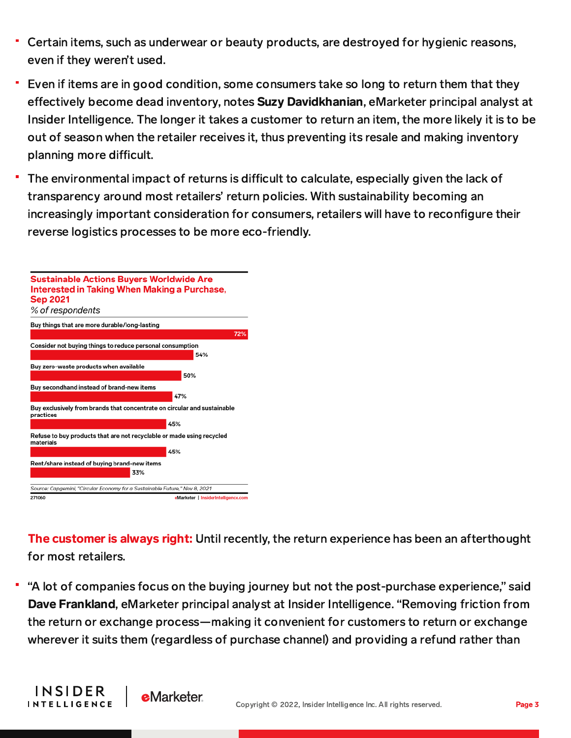- Certain items, such as underwear or beauty products, are destroyed for hygienic reasons, even if they weren't used.
- Even if items are in good condition, some consumers take so long to return them that they effectively become dead inventory, notes **Suzy Davidkhanian**, eMarketer principal analyst at Insider Intelligence. The longer it takes a customer to return an item, the more likely it is to be out of season when the retailer receives it, thus preventing its resale and making inventory planning more difficult.
- The environmental impact of returns is difficult to calculate, especially given the lack of transparency around most retailers' return policies. With sustainability becoming an increasingly important consideration for consumers, retailers will have to reconfigure their reverse logistics processes to be more eco-friendly.

**Sustainable Actions Buyers Worldwide Are Interested in Taking When Making a Purchase, Sep 2021**
*% of respondents*

| Action | % |
|---|---|
| Buy things that are more durable/long-lasting | 72% |
| Consider not buying things to reduce personal consumption | 54% |
| Buy zero-waste products when available | 50% |
| Buy secondhand instead of brand-new items | 47% |
| Buy exclusively from brands that concentrate on circular and sustainable practices | 45% |
| Refuse to buy products that are not recyclable or made using recycled materials | 45% |
| Rent/share instead of buying brand-new items | 33% |

*Source: Capgemini, "Circular Economy for a Sustainable Future," Nov 8, 2021*
271060 eMarketer | InsiderIntelligence.com

**The customer is always right:** Until recently, the return experience has been an afterthought for most retailers.

- "A lot of companies focus on the buying journey but not the post-purchase experience," said **Dave Frankland**, eMarketer principal analyst at Insider Intelligence. "Removing friction from the return or exchange process—making it convenient for customers to return or exchange wherever it suits them (regardless of purchase channel) and providing a refund rather than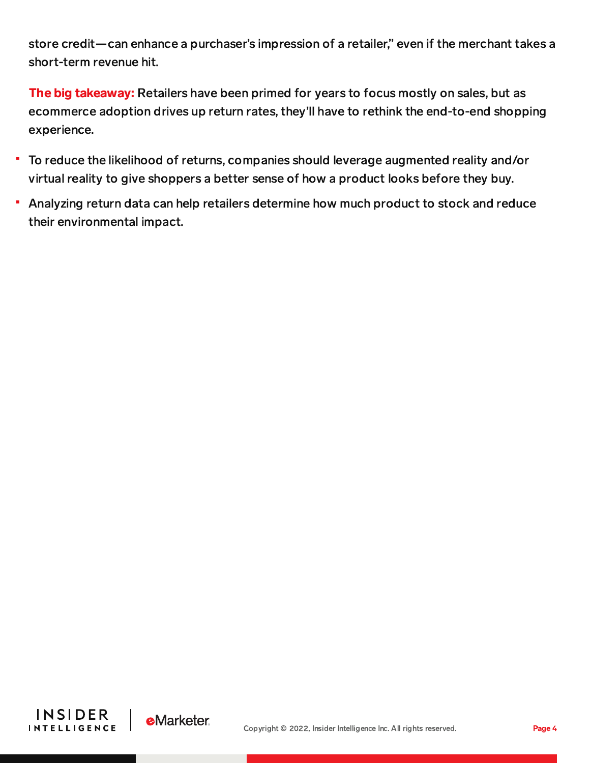store credit—can enhance a purchaser's impression of a retailer," even if the merchant takes a short-term revenue hit.

**The big takeaway:** Retailers have been primed for years to focus mostly on sales, but as ecommerce adoption drives up return rates, they'll have to rethink the end-to-end shopping experience.

- To reduce the likelihood of returns, companies should leverage augmented reality and/or virtual reality to give shoppers a better sense of how a product looks before they buy.
- Analyzing return data can help retailers determine how much product to stock and reduce their environmental impact.